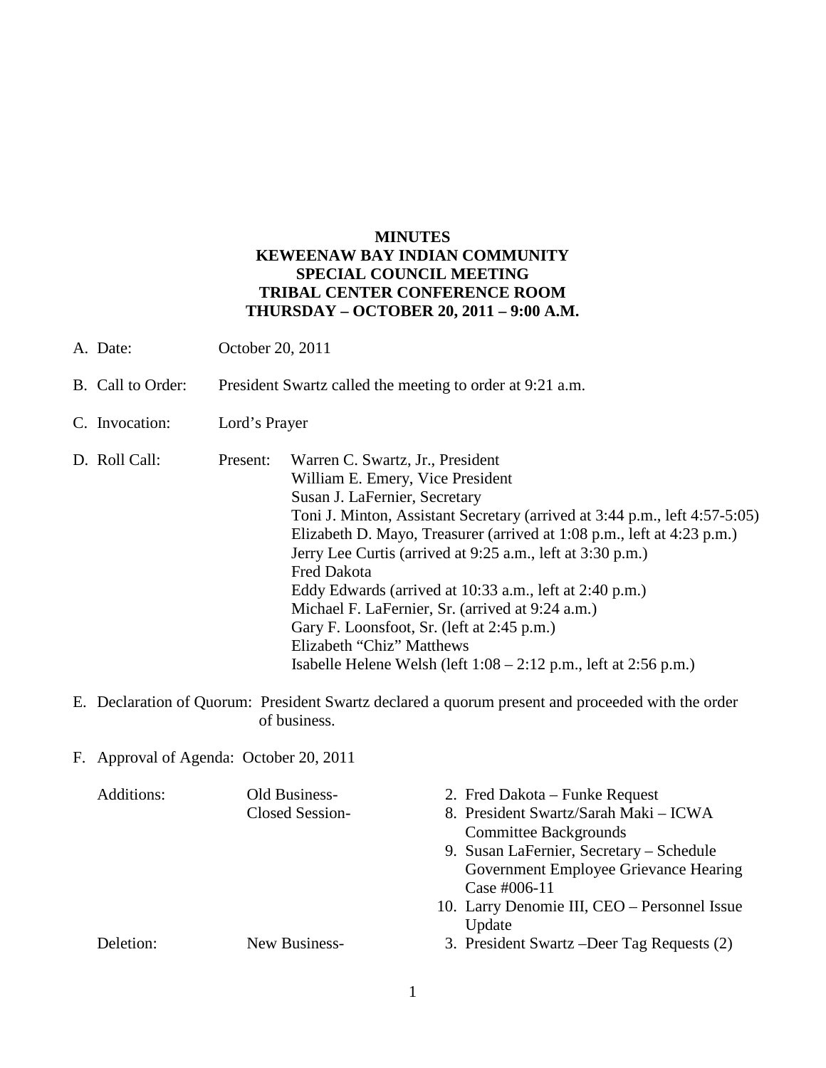# MINUTES
## KEWEENAW BAY INDIAN COMMUNITY
## SPECIAL COUNCIL MEETING
## TRIBAL CENTER CONFERENCE ROOM
## THURSDAY – OCTOBER 20, 2011 – 9:00 A.M.

A. Date: October 20, 2011

B. Call to Order: President Swartz called the meeting to order at 9:21 a.m.

C. Invocation: Lord's Prayer

D. Roll Call: Present:
   - Warren C. Swartz, Jr., President
   - William E. Emery, Vice President
   - Susan J. LaFernier, Secretary
   - Toni J. Minton, Assistant Secretary (arrived at 3:44 p.m., left 4:57-5:05)
   - Elizabeth D. Mayo, Treasurer (arrived at 1:08 p.m., left at 4:23 p.m.)
   - Jerry Lee Curtis (arrived at 9:25 a.m., left at 3:30 p.m.)
   - Fred Dakota
   - Eddy Edwards (arrived at 10:33 a.m., left at 2:40 p.m.)
   - Michael F. LaFernier, Sr. (arrived at 9:24 a.m.)
   - Gary F. Loonsfoot, Sr. (left at 2:45 p.m.)
   - Elizabeth "Chiz" Matthews
   - Isabelle Helene Welsh (left 1:08 – 2:12 p.m., left at 2:56 p.m.)

E. Declaration of Quorum: President Swartz declared a quorum present and proceeded with the order of business.

F. Approval of Agenda: October 20, 2011

Additions:
- Old Business-
  2. Fred Dakota – Funke Request
- Closed Session-
  8. President Swartz/Sarah Maki – ICWA Committee Backgrounds
  9. Susan LaFernier, Secretary – Schedule Government Employee Grievance Hearing Case #006-11
  10. Larry Denomie III, CEO – Personnel Issue Update

Deletion:
- New Business-
  3. President Swartz –Deer Tag Requests (2)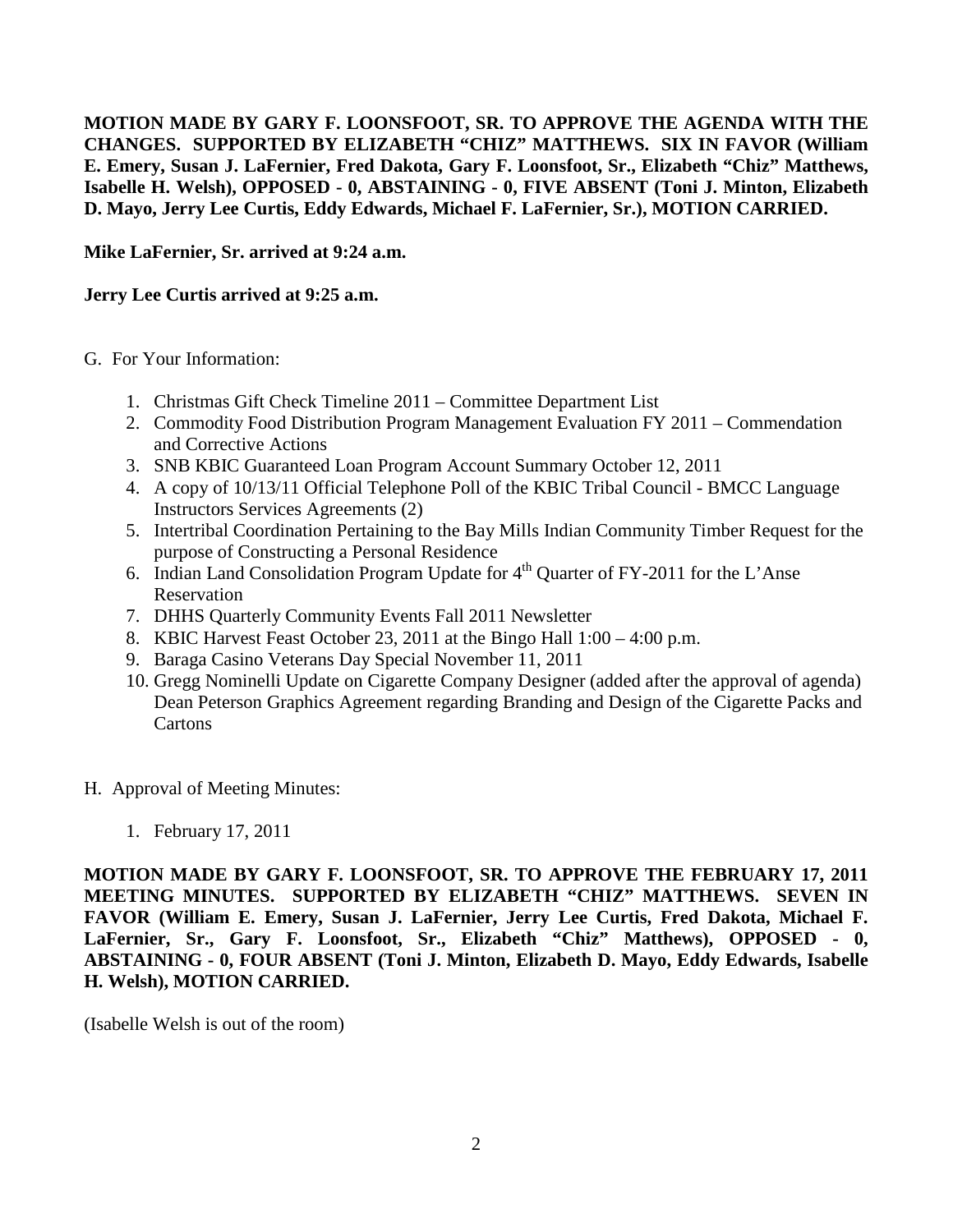**MOTION MADE BY GARY F. LOONSFOOT, SR. TO APPROVE THE AGENDA WITH THE CHANGES. SUPPORTED BY ELIZABETH "CHIZ" MATTHEWS. SIX IN FAVOR (William E. Emery, Susan J. LaFernier, Fred Dakota, Gary F. Loonsfoot, Sr., Elizabeth "Chiz" Matthews, Isabelle H. Welsh), OPPOSED - 0, ABSTAINING - 0, FIVE ABSENT (Toni J. Minton, Elizabeth D. Mayo, Jerry Lee Curtis, Eddy Edwards, Michael F. LaFernier, Sr.), MOTION CARRIED.**

**Mike LaFernier, Sr. arrived at 9:24 a.m.**

**Jerry Lee Curtis arrived at 9:25 a.m.**

G. For Your Information:

1. Christmas Gift Check Timeline 2011 – Committee Department List
2. Commodity Food Distribution Program Management Evaluation FY 2011 – Commendation and Corrective Actions
3. SNB KBIC Guaranteed Loan Program Account Summary October 12, 2011
4. A copy of 10/13/11 Official Telephone Poll of the KBIC Tribal Council - BMCC Language Instructors Services Agreements (2)
5. Intertribal Coordination Pertaining to the Bay Mills Indian Community Timber Request for the purpose of Constructing a Personal Residence
6. Indian Land Consolidation Program Update for 4th Quarter of FY-2011 for the L'Anse Reservation
7. DHHS Quarterly Community Events Fall 2011 Newsletter
8. KBIC Harvest Feast October 23, 2011 at the Bingo Hall 1:00 – 4:00 p.m.
9. Baraga Casino Veterans Day Special November 11, 2011
10. Gregg Nominelli Update on Cigarette Company Designer (added after the approval of agenda) Dean Peterson Graphics Agreement regarding Branding and Design of the Cigarette Packs and Cartons

H. Approval of Meeting Minutes:

1. February 17, 2011

**MOTION MADE BY GARY F. LOONSFOOT, SR. TO APPROVE THE FEBRUARY 17, 2011 MEETING MINUTES. SUPPORTED BY ELIZABETH "CHIZ" MATTHEWS. SEVEN IN FAVOR (William E. Emery, Susan J. LaFernier, Jerry Lee Curtis, Fred Dakota, Michael F. LaFernier, Sr., Gary F. Loonsfoot, Sr., Elizabeth "Chiz" Matthews), OPPOSED - 0, ABSTAINING - 0, FOUR ABSENT (Toni J. Minton, Elizabeth D. Mayo, Eddy Edwards, Isabelle H. Welsh), MOTION CARRIED.**

(Isabelle Welsh is out of the room)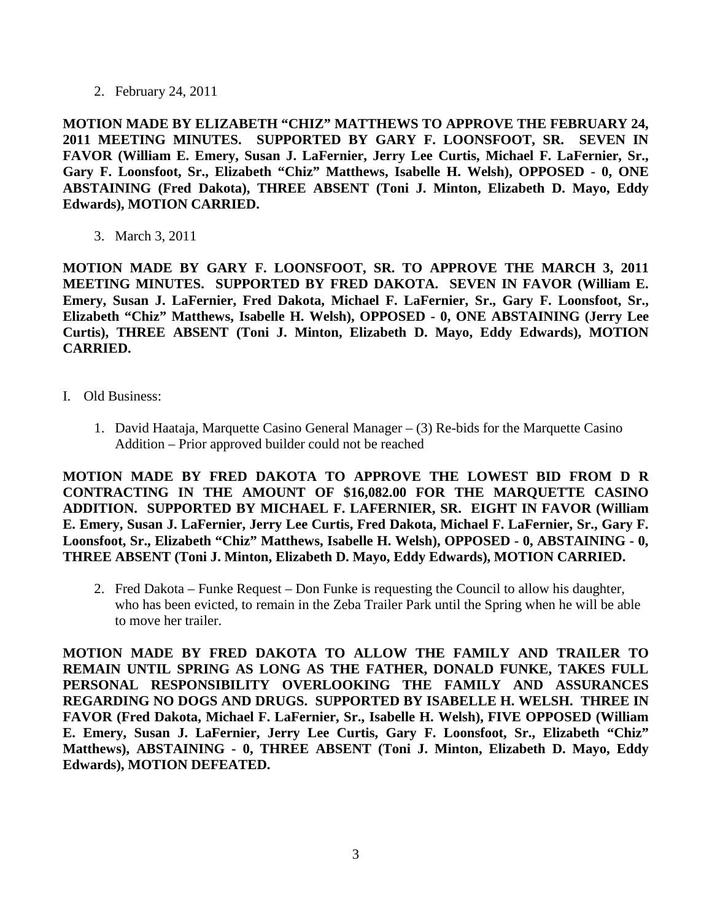2. February 24, 2011

**MOTION MADE BY ELIZABETH "CHIZ" MATTHEWS TO APPROVE THE FEBRUARY 24, 2011 MEETING MINUTES. SUPPORTED BY GARY F. LOONSFOOT, SR. SEVEN IN FAVOR (William E. Emery, Susan J. LaFernier, Jerry Lee Curtis, Michael F. LaFernier, Sr., Gary F. Loonsfoot, Sr., Elizabeth "Chiz" Matthews, Isabelle H. Welsh), OPPOSED - 0, ONE ABSTAINING (Fred Dakota), THREE ABSENT (Toni J. Minton, Elizabeth D. Mayo, Eddy Edwards), MOTION CARRIED.**

3. March 3, 2011

**MOTION MADE BY GARY F. LOONSFOOT, SR. TO APPROVE THE MARCH 3, 2011 MEETING MINUTES. SUPPORTED BY FRED DAKOTA. SEVEN IN FAVOR (William E. Emery, Susan J. LaFernier, Fred Dakota, Michael F. LaFernier, Sr., Gary F. Loonsfoot, Sr., Elizabeth "Chiz" Matthews, Isabelle H. Welsh), OPPOSED - 0, ONE ABSTAINING (Jerry Lee Curtis), THREE ABSENT (Toni J. Minton, Elizabeth D. Mayo, Eddy Edwards), MOTION CARRIED.**

I. Old Business:

1. David Haataja, Marquette Casino General Manager – (3) Re-bids for the Marquette Casino Addition – Prior approved builder could not be reached

**MOTION MADE BY FRED DAKOTA TO APPROVE THE LOWEST BID FROM D R CONTRACTING IN THE AMOUNT OF $16,082.00 FOR THE MARQUETTE CASINO ADDITION. SUPPORTED BY MICHAEL F. LAFERNIER, SR. EIGHT IN FAVOR (William E. Emery, Susan J. LaFernier, Jerry Lee Curtis, Fred Dakota, Michael F. LaFernier, Sr., Gary F. Loonsfoot, Sr., Elizabeth "Chiz" Matthews, Isabelle H. Welsh), OPPOSED - 0, ABSTAINING - 0, THREE ABSENT (Toni J. Minton, Elizabeth D. Mayo, Eddy Edwards), MOTION CARRIED.**

2. Fred Dakota – Funke Request – Don Funke is requesting the Council to allow his daughter, who has been evicted, to remain in the Zeba Trailer Park until the Spring when he will be able to move her trailer.

**MOTION MADE BY FRED DAKOTA TO ALLOW THE FAMILY AND TRAILER TO REMAIN UNTIL SPRING AS LONG AS THE FATHER, DONALD FUNKE, TAKES FULL PERSONAL RESPONSIBILITY OVERLOOKING THE FAMILY AND ASSURANCES REGARDING NO DOGS AND DRUGS. SUPPORTED BY ISABELLE H. WELSH. THREE IN FAVOR (Fred Dakota, Michael F. LaFernier, Sr., Isabelle H. Welsh), FIVE OPPOSED (William E. Emery, Susan J. LaFernier, Jerry Lee Curtis, Gary F. Loonsfoot, Sr., Elizabeth "Chiz" Matthews), ABSTAINING - 0, THREE ABSENT (Toni J. Minton, Elizabeth D. Mayo, Eddy Edwards), MOTION DEFEATED.**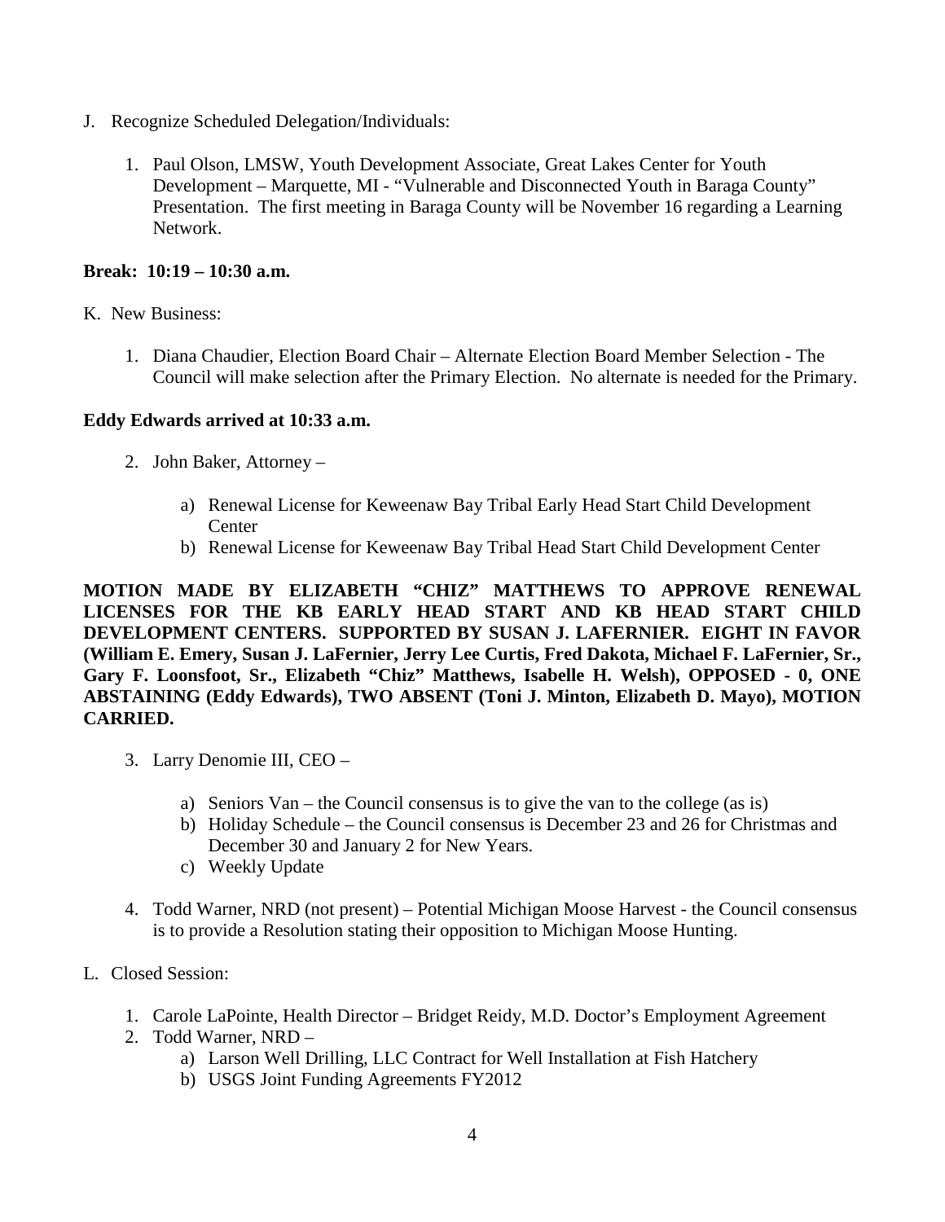J. Recognize Scheduled Delegation/Individuals:

1. Paul Olson, LMSW, Youth Development Associate, Great Lakes Center for Youth Development – Marquette, MI - "Vulnerable and Disconnected Youth in Baraga County" Presentation. The first meeting in Baraga County will be November 16 regarding a Learning Network.

**Break: 10:19 – 10:30 a.m.**

K. New Business:

1. Diana Chaudier, Election Board Chair – Alternate Election Board Member Selection - The Council will make selection after the Primary Election. No alternate is needed for the Primary.

**Eddy Edwards arrived at 10:33 a.m.**

2. John Baker, Attorney –

    a) Renewal License for Keweenaw Bay Tribal Early Head Start Child Development Center
    b) Renewal License for Keweenaw Bay Tribal Head Start Child Development Center

**MOTION MADE BY ELIZABETH "CHIZ" MATTHEWS TO APPROVE RENEWAL LICENSES FOR THE KB EARLY HEAD START AND KB HEAD START CHILD DEVELOPMENT CENTERS. SUPPORTED BY SUSAN J. LAFERNIER. EIGHT IN FAVOR (William E. Emery, Susan J. LaFernier, Jerry Lee Curtis, Fred Dakota, Michael F. LaFernier, Sr., Gary F. Loonsfoot, Sr., Elizabeth "Chiz" Matthews, Isabelle H. Welsh), OPPOSED - 0, ONE ABSTAINING (Eddy Edwards), TWO ABSENT (Toni J. Minton, Elizabeth D. Mayo), MOTION CARRIED.**

3. Larry Denomie III, CEO –

    a) Seniors Van – the Council consensus is to give the van to the college (as is)
    b) Holiday Schedule – the Council consensus is December 23 and 26 for Christmas and December 30 and January 2 for New Years.
    c) Weekly Update

4. Todd Warner, NRD (not present) – Potential Michigan Moose Harvest - the Council consensus is to provide a Resolution stating their opposition to Michigan Moose Hunting.

L. Closed Session:

1. Carole LaPointe, Health Director – Bridget Reidy, M.D. Doctor's Employment Agreement
2. Todd Warner, NRD –
    a) Larson Well Drilling, LLC Contract for Well Installation at Fish Hatchery
    b) USGS Joint Funding Agreements FY2012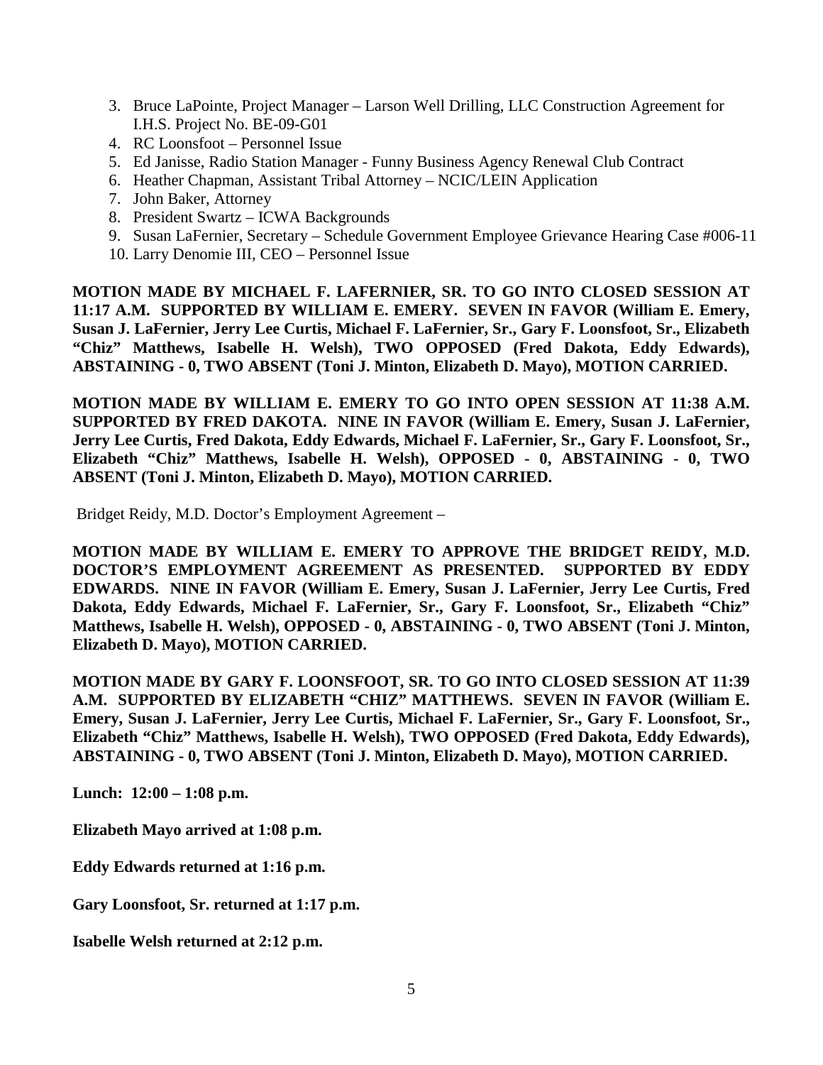3. Bruce LaPointe, Project Manager – Larson Well Drilling, LLC Construction Agreement for I.H.S. Project No. BE-09-G01
4. RC Loonsfoot – Personnel Issue
5. Ed Janisse, Radio Station Manager - Funny Business Agency Renewal Club Contract
6. Heather Chapman, Assistant Tribal Attorney – NCIC/LEIN Application
7. John Baker, Attorney
8. President Swartz – ICWA Backgrounds
9. Susan LaFernier, Secretary – Schedule Government Employee Grievance Hearing Case #006-11
10. Larry Denomie III, CEO – Personnel Issue

**MOTION MADE BY MICHAEL F. LAFERNIER, SR. TO GO INTO CLOSED SESSION AT 11:17 A.M. SUPPORTED BY WILLIAM E. EMERY. SEVEN IN FAVOR (William E. Emery, Susan J. LaFernier, Jerry Lee Curtis, Michael F. LaFernier, Sr., Gary F. Loonsfoot, Sr., Elizabeth "Chiz" Matthews, Isabelle H. Welsh), TWO OPPOSED (Fred Dakota, Eddy Edwards), ABSTAINING - 0, TWO ABSENT (Toni J. Minton, Elizabeth D. Mayo), MOTION CARRIED.**

**MOTION MADE BY WILLIAM E. EMERY TO GO INTO OPEN SESSION AT 11:38 A.M. SUPPORTED BY FRED DAKOTA. NINE IN FAVOR (William E. Emery, Susan J. LaFernier, Jerry Lee Curtis, Fred Dakota, Eddy Edwards, Michael F. LaFernier, Sr., Gary F. Loonsfoot, Sr., Elizabeth "Chiz" Matthews, Isabelle H. Welsh), OPPOSED - 0, ABSTAINING - 0, TWO ABSENT (Toni J. Minton, Elizabeth D. Mayo), MOTION CARRIED.**

Bridget Reidy, M.D. Doctor's Employment Agreement –

**MOTION MADE BY WILLIAM E. EMERY TO APPROVE THE BRIDGET REIDY, M.D. DOCTOR'S EMPLOYMENT AGREEMENT AS PRESENTED. SUPPORTED BY EDDY EDWARDS. NINE IN FAVOR (William E. Emery, Susan J. LaFernier, Jerry Lee Curtis, Fred Dakota, Eddy Edwards, Michael F. LaFernier, Sr., Gary F. Loonsfoot, Sr., Elizabeth "Chiz" Matthews, Isabelle H. Welsh), OPPOSED - 0, ABSTAINING - 0, TWO ABSENT (Toni J. Minton, Elizabeth D. Mayo), MOTION CARRIED.**

**MOTION MADE BY GARY F. LOONSFOOT, SR. TO GO INTO CLOSED SESSION AT 11:39 A.M. SUPPORTED BY ELIZABETH "CHIZ" MATTHEWS. SEVEN IN FAVOR (William E. Emery, Susan J. LaFernier, Jerry Lee Curtis, Michael F. LaFernier, Sr., Gary F. Loonsfoot, Sr., Elizabeth "Chiz" Matthews, Isabelle H. Welsh), TWO OPPOSED (Fred Dakota, Eddy Edwards), ABSTAINING - 0, TWO ABSENT (Toni J. Minton, Elizabeth D. Mayo), MOTION CARRIED.**

**Lunch: 12:00 – 1:08 p.m.**

**Elizabeth Mayo arrived at 1:08 p.m.**

**Eddy Edwards returned at 1:16 p.m.**

**Gary Loonsfoot, Sr. returned at 1:17 p.m.**

**Isabelle Welsh returned at 2:12 p.m.**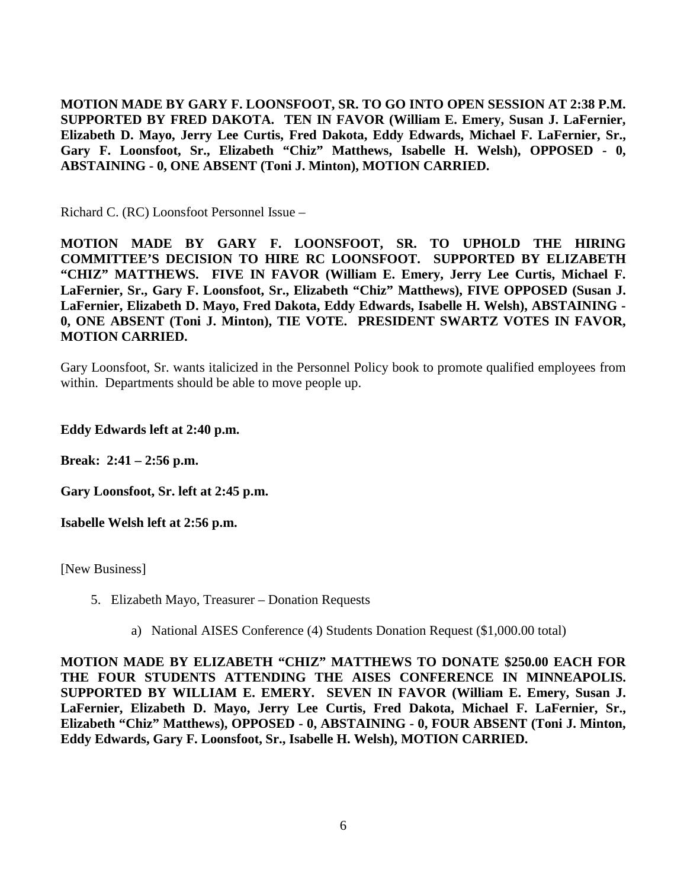**MOTION MADE BY GARY F. LOONSFOOT, SR. TO GO INTO OPEN SESSION AT 2:38 P.M. SUPPORTED BY FRED DAKOTA. TEN IN FAVOR (William E. Emery, Susan J. LaFernier, Elizabeth D. Mayo, Jerry Lee Curtis, Fred Dakota, Eddy Edwards, Michael F. LaFernier, Sr., Gary F. Loonsfoot, Sr., Elizabeth "Chiz" Matthews, Isabelle H. Welsh), OPPOSED - 0, ABSTAINING - 0, ONE ABSENT (Toni J. Minton), MOTION CARRIED.**

Richard C. (RC) Loonsfoot Personnel Issue –

**MOTION MADE BY GARY F. LOONSFOOT, SR. TO UPHOLD THE HIRING COMMITTEE'S DECISION TO HIRE RC LOONSFOOT. SUPPORTED BY ELIZABETH "CHIZ" MATTHEWS. FIVE IN FAVOR (William E. Emery, Jerry Lee Curtis, Michael F. LaFernier, Sr., Gary F. Loonsfoot, Sr., Elizabeth "Chiz" Matthews), FIVE OPPOSED (Susan J. LaFernier, Elizabeth D. Mayo, Fred Dakota, Eddy Edwards, Isabelle H. Welsh), ABSTAINING - 0, ONE ABSENT (Toni J. Minton), TIE VOTE. PRESIDENT SWARTZ VOTES IN FAVOR, MOTION CARRIED.**

Gary Loonsfoot, Sr. wants italicized in the Personnel Policy book to promote qualified employees from within. Departments should be able to move people up.

**Eddy Edwards left at 2:40 p.m.**

**Break: 2:41 – 2:56 p.m.**

**Gary Loonsfoot, Sr. left at 2:45 p.m.**

**Isabelle Welsh left at 2:56 p.m.**

[New Business]

5. Elizabeth Mayo, Treasurer – Donation Requests

    a) National AISES Conference (4) Students Donation Request ($1,000.00 total)

**MOTION MADE BY ELIZABETH "CHIZ" MATTHEWS TO DONATE $250.00 EACH FOR THE FOUR STUDENTS ATTENDING THE AISES CONFERENCE IN MINNEAPOLIS. SUPPORTED BY WILLIAM E. EMERY. SEVEN IN FAVOR (William E. Emery, Susan J. LaFernier, Elizabeth D. Mayo, Jerry Lee Curtis, Fred Dakota, Michael F. LaFernier, Sr., Elizabeth "Chiz" Matthews), OPPOSED - 0, ABSTAINING - 0, FOUR ABSENT (Toni J. Minton, Eddy Edwards, Gary F. Loonsfoot, Sr., Isabelle H. Welsh), MOTION CARRIED.**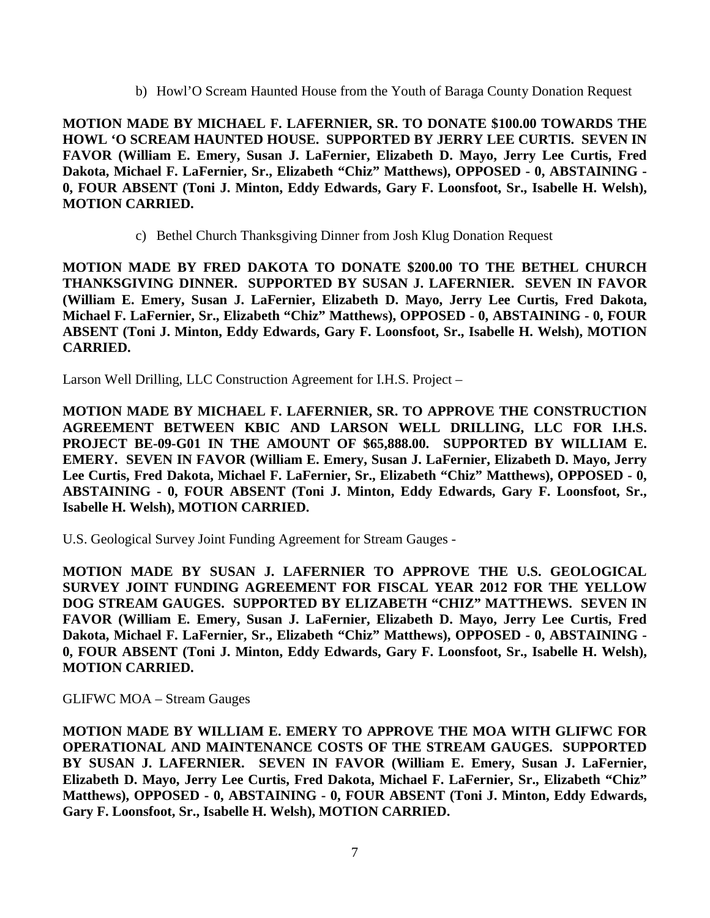b) Howl'O Scream Haunted House from the Youth of Baraga County Donation Request

**MOTION MADE BY MICHAEL F. LAFERNIER, SR. TO DONATE $100.00 TOWARDS THE HOWL 'O SCREAM HAUNTED HOUSE. SUPPORTED BY JERRY LEE CURTIS. SEVEN IN FAVOR (William E. Emery, Susan J. LaFernier, Elizabeth D. Mayo, Jerry Lee Curtis, Fred Dakota, Michael F. LaFernier, Sr., Elizabeth "Chiz" Matthews), OPPOSED - 0, ABSTAINING - 0, FOUR ABSENT (Toni J. Minton, Eddy Edwards, Gary F. Loonsfoot, Sr., Isabelle H. Welsh), MOTION CARRIED.**

c) Bethel Church Thanksgiving Dinner from Josh Klug Donation Request

**MOTION MADE BY FRED DAKOTA TO DONATE $200.00 TO THE BETHEL CHURCH THANKSGIVING DINNER. SUPPORTED BY SUSAN J. LAFERNIER. SEVEN IN FAVOR (William E. Emery, Susan J. LaFernier, Elizabeth D. Mayo, Jerry Lee Curtis, Fred Dakota, Michael F. LaFernier, Sr., Elizabeth "Chiz" Matthews), OPPOSED - 0, ABSTAINING - 0, FOUR ABSENT (Toni J. Minton, Eddy Edwards, Gary F. Loonsfoot, Sr., Isabelle H. Welsh), MOTION CARRIED.**

Larson Well Drilling, LLC Construction Agreement for I.H.S. Project –

**MOTION MADE BY MICHAEL F. LAFERNIER, SR. TO APPROVE THE CONSTRUCTION AGREEMENT BETWEEN KBIC AND LARSON WELL DRILLING, LLC FOR I.H.S. PROJECT BE-09-G01 IN THE AMOUNT OF $65,888.00. SUPPORTED BY WILLIAM E. EMERY. SEVEN IN FAVOR (William E. Emery, Susan J. LaFernier, Elizabeth D. Mayo, Jerry Lee Curtis, Fred Dakota, Michael F. LaFernier, Sr., Elizabeth "Chiz" Matthews), OPPOSED - 0, ABSTAINING - 0, FOUR ABSENT (Toni J. Minton, Eddy Edwards, Gary F. Loonsfoot, Sr., Isabelle H. Welsh), MOTION CARRIED.**

U.S. Geological Survey Joint Funding Agreement for Stream Gauges -

**MOTION MADE BY SUSAN J. LAFERNIER TO APPROVE THE U.S. GEOLOGICAL SURVEY JOINT FUNDING AGREEMENT FOR FISCAL YEAR 2012 FOR THE YELLOW DOG STREAM GAUGES. SUPPORTED BY ELIZABETH "CHIZ" MATTHEWS. SEVEN IN FAVOR (William E. Emery, Susan J. LaFernier, Elizabeth D. Mayo, Jerry Lee Curtis, Fred Dakota, Michael F. LaFernier, Sr., Elizabeth "Chiz" Matthews), OPPOSED - 0, ABSTAINING - 0, FOUR ABSENT (Toni J. Minton, Eddy Edwards, Gary F. Loonsfoot, Sr., Isabelle H. Welsh), MOTION CARRIED.**

GLIFWC MOA – Stream Gauges

**MOTION MADE BY WILLIAM E. EMERY TO APPROVE THE MOA WITH GLIFWC FOR OPERATIONAL AND MAINTENANCE COSTS OF THE STREAM GAUGES. SUPPORTED BY SUSAN J. LAFERNIER. SEVEN IN FAVOR (William E. Emery, Susan J. LaFernier, Elizabeth D. Mayo, Jerry Lee Curtis, Fred Dakota, Michael F. LaFernier, Sr., Elizabeth "Chiz" Matthews), OPPOSED - 0, ABSTAINING - 0, FOUR ABSENT (Toni J. Minton, Eddy Edwards, Gary F. Loonsfoot, Sr., Isabelle H. Welsh), MOTION CARRIED.**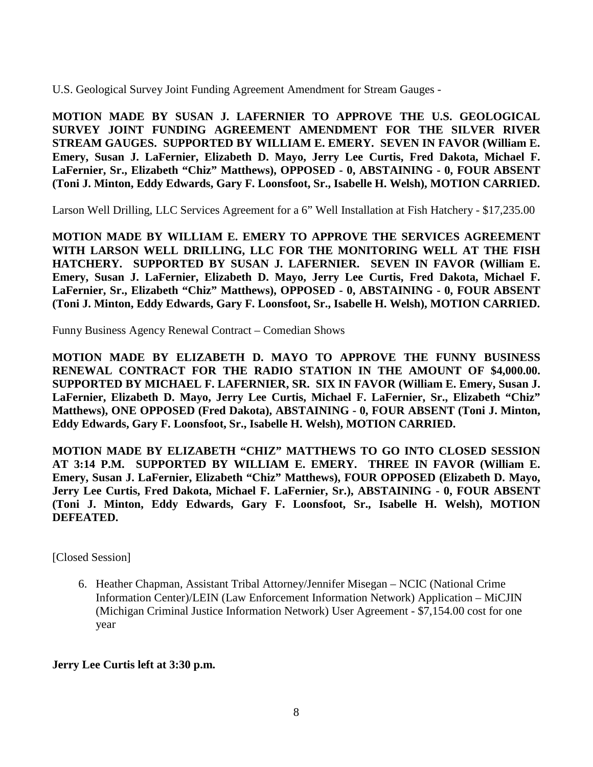U.S. Geological Survey Joint Funding Agreement Amendment for Stream Gauges -

**MOTION MADE BY SUSAN J. LAFERNIER TO APPROVE THE U.S. GEOLOGICAL SURVEY JOINT FUNDING AGREEMENT AMENDMENT FOR THE SILVER RIVER STREAM GAUGES. SUPPORTED BY WILLIAM E. EMERY. SEVEN IN FAVOR (William E. Emery, Susan J. LaFernier, Elizabeth D. Mayo, Jerry Lee Curtis, Fred Dakota, Michael F. LaFernier, Sr., Elizabeth "Chiz" Matthews), OPPOSED - 0, ABSTAINING - 0, FOUR ABSENT (Toni J. Minton, Eddy Edwards, Gary F. Loonsfoot, Sr., Isabelle H. Welsh), MOTION CARRIED.**

Larson Well Drilling, LLC Services Agreement for a 6" Well Installation at Fish Hatchery - $17,235.00

**MOTION MADE BY WILLIAM E. EMERY TO APPROVE THE SERVICES AGREEMENT WITH LARSON WELL DRILLING, LLC FOR THE MONITORING WELL AT THE FISH HATCHERY. SUPPORTED BY SUSAN J. LAFERNIER. SEVEN IN FAVOR (William E. Emery, Susan J. LaFernier, Elizabeth D. Mayo, Jerry Lee Curtis, Fred Dakota, Michael F. LaFernier, Sr., Elizabeth "Chiz" Matthews), OPPOSED - 0, ABSTAINING - 0, FOUR ABSENT (Toni J. Minton, Eddy Edwards, Gary F. Loonsfoot, Sr., Isabelle H. Welsh), MOTION CARRIED.**

Funny Business Agency Renewal Contract – Comedian Shows

**MOTION MADE BY ELIZABETH D. MAYO TO APPROVE THE FUNNY BUSINESS RENEWAL CONTRACT FOR THE RADIO STATION IN THE AMOUNT OF $4,000.00. SUPPORTED BY MICHAEL F. LAFERNIER, SR. SIX IN FAVOR (William E. Emery, Susan J. LaFernier, Elizabeth D. Mayo, Jerry Lee Curtis, Michael F. LaFernier, Sr., Elizabeth "Chiz" Matthews), ONE OPPOSED (Fred Dakota), ABSTAINING - 0, FOUR ABSENT (Toni J. Minton, Eddy Edwards, Gary F. Loonsfoot, Sr., Isabelle H. Welsh), MOTION CARRIED.**

**MOTION MADE BY ELIZABETH "CHIZ" MATTHEWS TO GO INTO CLOSED SESSION AT 3:14 P.M. SUPPORTED BY WILLIAM E. EMERY. THREE IN FAVOR (William E. Emery, Susan J. LaFernier, Elizabeth "Chiz" Matthews), FOUR OPPOSED (Elizabeth D. Mayo, Jerry Lee Curtis, Fred Dakota, Michael F. LaFernier, Sr.), ABSTAINING - 0, FOUR ABSENT (Toni J. Minton, Eddy Edwards, Gary F. Loonsfoot, Sr., Isabelle H. Welsh), MOTION DEFEATED.**

[Closed Session]

6. Heather Chapman, Assistant Tribal Attorney/Jennifer Misegan – NCIC (National Crime Information Center)/LEIN (Law Enforcement Information Network) Application – MiCJIN (Michigan Criminal Justice Information Network) User Agreement - $7,154.00 cost for one year

**Jerry Lee Curtis left at 3:30 p.m.**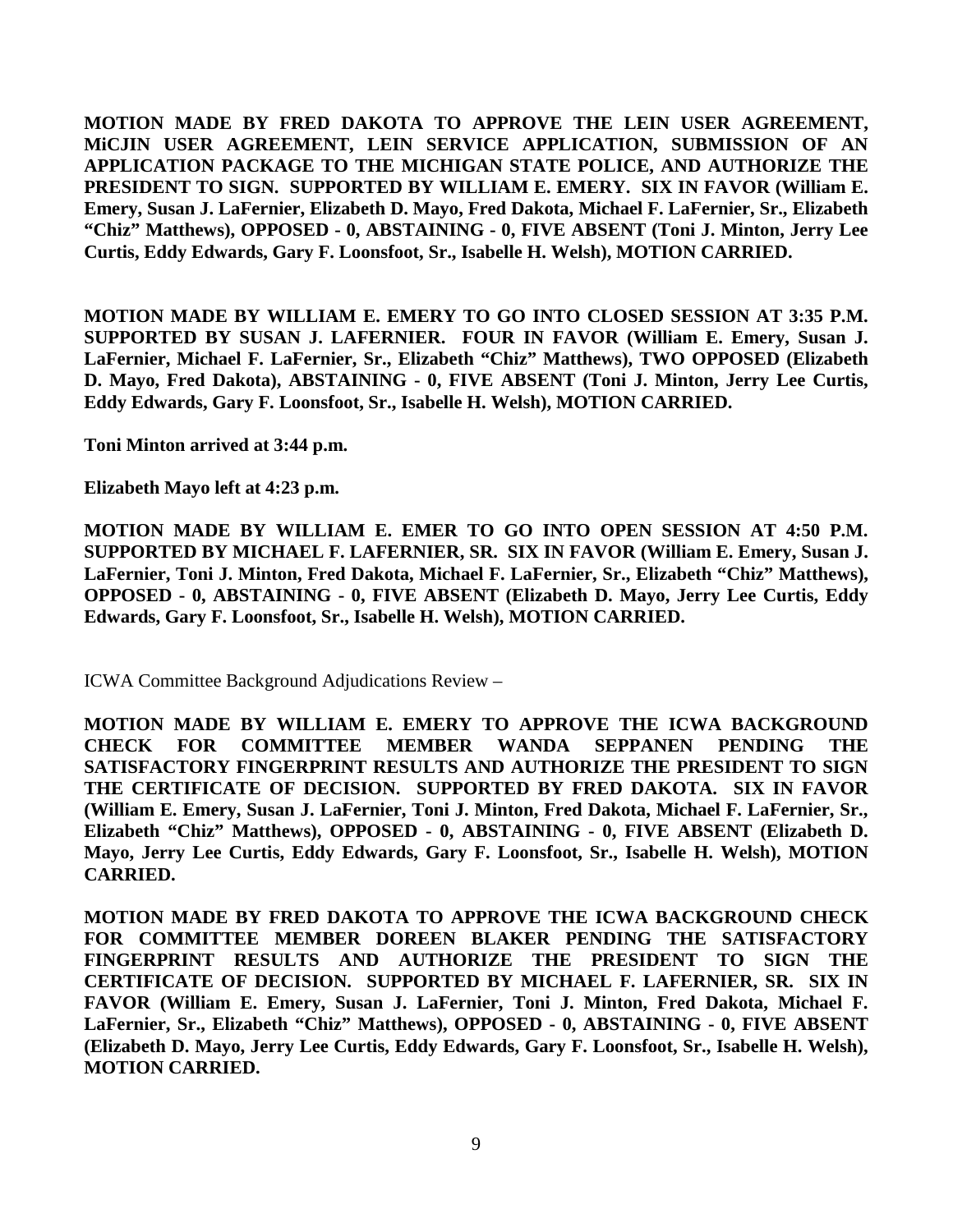**MOTION MADE BY FRED DAKOTA TO APPROVE THE LEIN USER AGREEMENT, MiCJIN USER AGREEMENT, LEIN SERVICE APPLICATION, SUBMISSION OF AN APPLICATION PACKAGE TO THE MICHIGAN STATE POLICE, AND AUTHORIZE THE PRESIDENT TO SIGN. SUPPORTED BY WILLIAM E. EMERY. SIX IN FAVOR (William E. Emery, Susan J. LaFernier, Elizabeth D. Mayo, Fred Dakota, Michael F. LaFernier, Sr., Elizabeth "Chiz" Matthews), OPPOSED - 0, ABSTAINING - 0, FIVE ABSENT (Toni J. Minton, Jerry Lee Curtis, Eddy Edwards, Gary F. Loonsfoot, Sr., Isabelle H. Welsh), MOTION CARRIED.**

**MOTION MADE BY WILLIAM E. EMERY TO GO INTO CLOSED SESSION AT 3:35 P.M. SUPPORTED BY SUSAN J. LAFERNIER. FOUR IN FAVOR (William E. Emery, Susan J. LaFernier, Michael F. LaFernier, Sr., Elizabeth "Chiz" Matthews), TWO OPPOSED (Elizabeth D. Mayo, Fred Dakota), ABSTAINING - 0, FIVE ABSENT (Toni J. Minton, Jerry Lee Curtis, Eddy Edwards, Gary F. Loonsfoot, Sr., Isabelle H. Welsh), MOTION CARRIED.**

**Toni Minton arrived at 3:44 p.m.**

**Elizabeth Mayo left at 4:23 p.m.**

**MOTION MADE BY WILLIAM E. EMER TO GO INTO OPEN SESSION AT 4:50 P.M. SUPPORTED BY MICHAEL F. LAFERNIER, SR. SIX IN FAVOR (William E. Emery, Susan J. LaFernier, Toni J. Minton, Fred Dakota, Michael F. LaFernier, Sr., Elizabeth "Chiz" Matthews), OPPOSED - 0, ABSTAINING - 0, FIVE ABSENT (Elizabeth D. Mayo, Jerry Lee Curtis, Eddy Edwards, Gary F. Loonsfoot, Sr., Isabelle H. Welsh), MOTION CARRIED.**

ICWA Committee Background Adjudications Review –

**MOTION MADE BY WILLIAM E. EMERY TO APPROVE THE ICWA BACKGROUND CHECK FOR COMMITTEE MEMBER WANDA SEPPANEN PENDING THE SATISFACTORY FINGERPRINT RESULTS AND AUTHORIZE THE PRESIDENT TO SIGN THE CERTIFICATE OF DECISION. SUPPORTED BY FRED DAKOTA. SIX IN FAVOR (William E. Emery, Susan J. LaFernier, Toni J. Minton, Fred Dakota, Michael F. LaFernier, Sr., Elizabeth "Chiz" Matthews), OPPOSED - 0, ABSTAINING - 0, FIVE ABSENT (Elizabeth D. Mayo, Jerry Lee Curtis, Eddy Edwards, Gary F. Loonsfoot, Sr., Isabelle H. Welsh), MOTION CARRIED.**

**MOTION MADE BY FRED DAKOTA TO APPROVE THE ICWA BACKGROUND CHECK FOR COMMITTEE MEMBER DOREEN BLAKER PENDING THE SATISFACTORY FINGERPRINT RESULTS AND AUTHORIZE THE PRESIDENT TO SIGN THE CERTIFICATE OF DECISION. SUPPORTED BY MICHAEL F. LAFERNIER, SR. SIX IN FAVOR (William E. Emery, Susan J. LaFernier, Toni J. Minton, Fred Dakota, Michael F. LaFernier, Sr., Elizabeth "Chiz" Matthews), OPPOSED - 0, ABSTAINING - 0, FIVE ABSENT (Elizabeth D. Mayo, Jerry Lee Curtis, Eddy Edwards, Gary F. Loonsfoot, Sr., Isabelle H. Welsh), MOTION CARRIED.**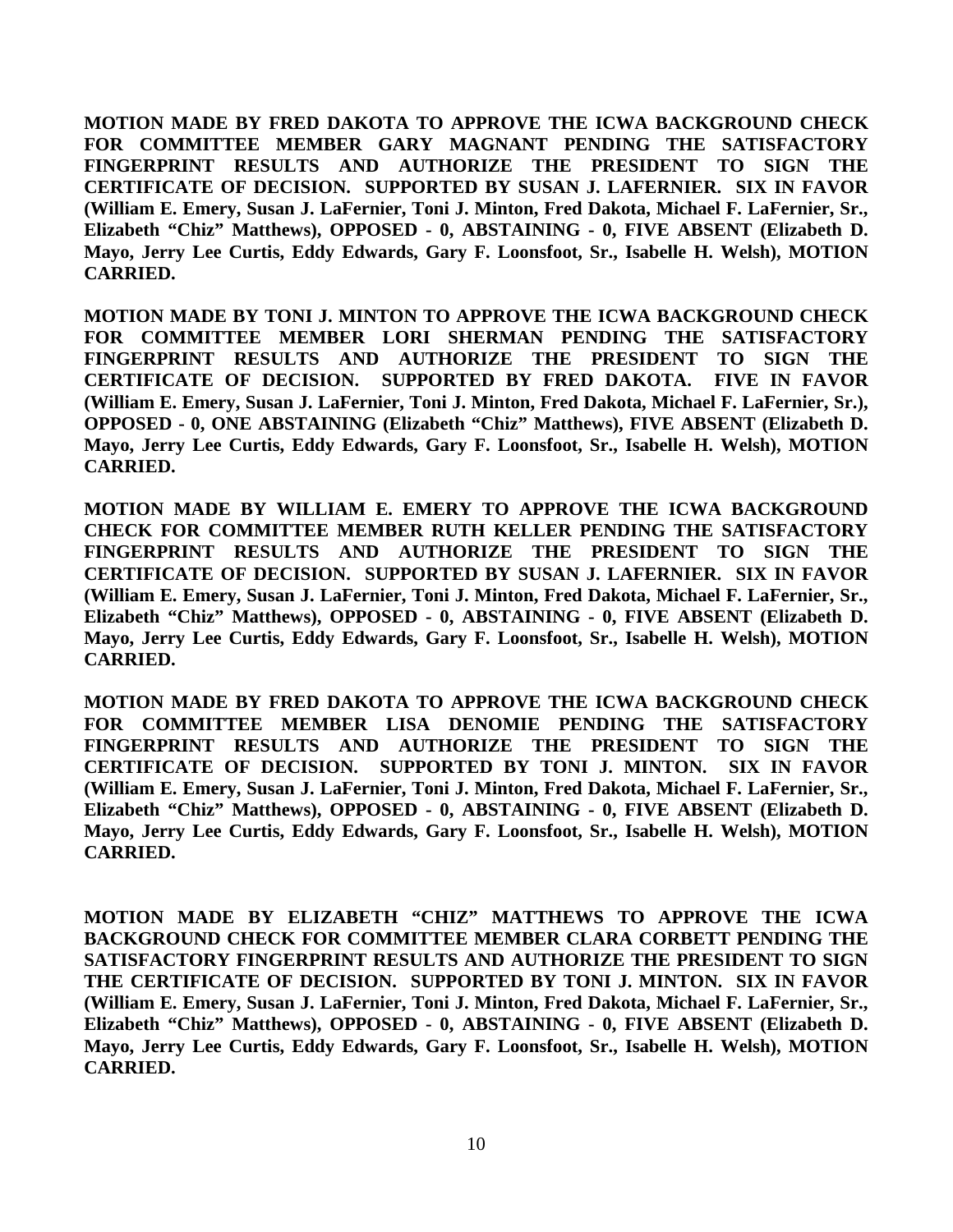**MOTION MADE BY FRED DAKOTA TO APPROVE THE ICWA BACKGROUND CHECK FOR COMMITTEE MEMBER GARY MAGNANT PENDING THE SATISFACTORY FINGERPRINT RESULTS AND AUTHORIZE THE PRESIDENT TO SIGN THE CERTIFICATE OF DECISION. SUPPORTED BY SUSAN J. LAFERNIER. SIX IN FAVOR (William E. Emery, Susan J. LaFernier, Toni J. Minton, Fred Dakota, Michael F. LaFernier, Sr., Elizabeth "Chiz" Matthews), OPPOSED - 0, ABSTAINING - 0, FIVE ABSENT (Elizabeth D. Mayo, Jerry Lee Curtis, Eddy Edwards, Gary F. Loonsfoot, Sr., Isabelle H. Welsh), MOTION CARRIED.**

**MOTION MADE BY TONI J. MINTON TO APPROVE THE ICWA BACKGROUND CHECK FOR COMMITTEE MEMBER LORI SHERMAN PENDING THE SATISFACTORY FINGERPRINT RESULTS AND AUTHORIZE THE PRESIDENT TO SIGN THE CERTIFICATE OF DECISION. SUPPORTED BY FRED DAKOTA. FIVE IN FAVOR (William E. Emery, Susan J. LaFernier, Toni J. Minton, Fred Dakota, Michael F. LaFernier, Sr.), OPPOSED - 0, ONE ABSTAINING (Elizabeth "Chiz" Matthews), FIVE ABSENT (Elizabeth D. Mayo, Jerry Lee Curtis, Eddy Edwards, Gary F. Loonsfoot, Sr., Isabelle H. Welsh), MOTION CARRIED.**

**MOTION MADE BY WILLIAM E. EMERY TO APPROVE THE ICWA BACKGROUND CHECK FOR COMMITTEE MEMBER RUTH KELLER PENDING THE SATISFACTORY FINGERPRINT RESULTS AND AUTHORIZE THE PRESIDENT TO SIGN THE CERTIFICATE OF DECISION. SUPPORTED BY SUSAN J. LAFERNIER. SIX IN FAVOR (William E. Emery, Susan J. LaFernier, Toni J. Minton, Fred Dakota, Michael F. LaFernier, Sr., Elizabeth "Chiz" Matthews), OPPOSED - 0, ABSTAINING - 0, FIVE ABSENT (Elizabeth D. Mayo, Jerry Lee Curtis, Eddy Edwards, Gary F. Loonsfoot, Sr., Isabelle H. Welsh), MOTION CARRIED.**

**MOTION MADE BY FRED DAKOTA TO APPROVE THE ICWA BACKGROUND CHECK FOR COMMITTEE MEMBER LISA DENOMIE PENDING THE SATISFACTORY FINGERPRINT RESULTS AND AUTHORIZE THE PRESIDENT TO SIGN THE CERTIFICATE OF DECISION. SUPPORTED BY TONI J. MINTON. SIX IN FAVOR (William E. Emery, Susan J. LaFernier, Toni J. Minton, Fred Dakota, Michael F. LaFernier, Sr., Elizabeth "Chiz" Matthews), OPPOSED - 0, ABSTAINING - 0, FIVE ABSENT (Elizabeth D. Mayo, Jerry Lee Curtis, Eddy Edwards, Gary F. Loonsfoot, Sr., Isabelle H. Welsh), MOTION CARRIED.**

**MOTION MADE BY ELIZABETH "CHIZ" MATTHEWS TO APPROVE THE ICWA BACKGROUND CHECK FOR COMMITTEE MEMBER CLARA CORBETT PENDING THE SATISFACTORY FINGERPRINT RESULTS AND AUTHORIZE THE PRESIDENT TO SIGN THE CERTIFICATE OF DECISION. SUPPORTED BY TONI J. MINTON. SIX IN FAVOR (William E. Emery, Susan J. LaFernier, Toni J. Minton, Fred Dakota, Michael F. LaFernier, Sr., Elizabeth "Chiz" Matthews), OPPOSED - 0, ABSTAINING - 0, FIVE ABSENT (Elizabeth D. Mayo, Jerry Lee Curtis, Eddy Edwards, Gary F. Loonsfoot, Sr., Isabelle H. Welsh), MOTION CARRIED.**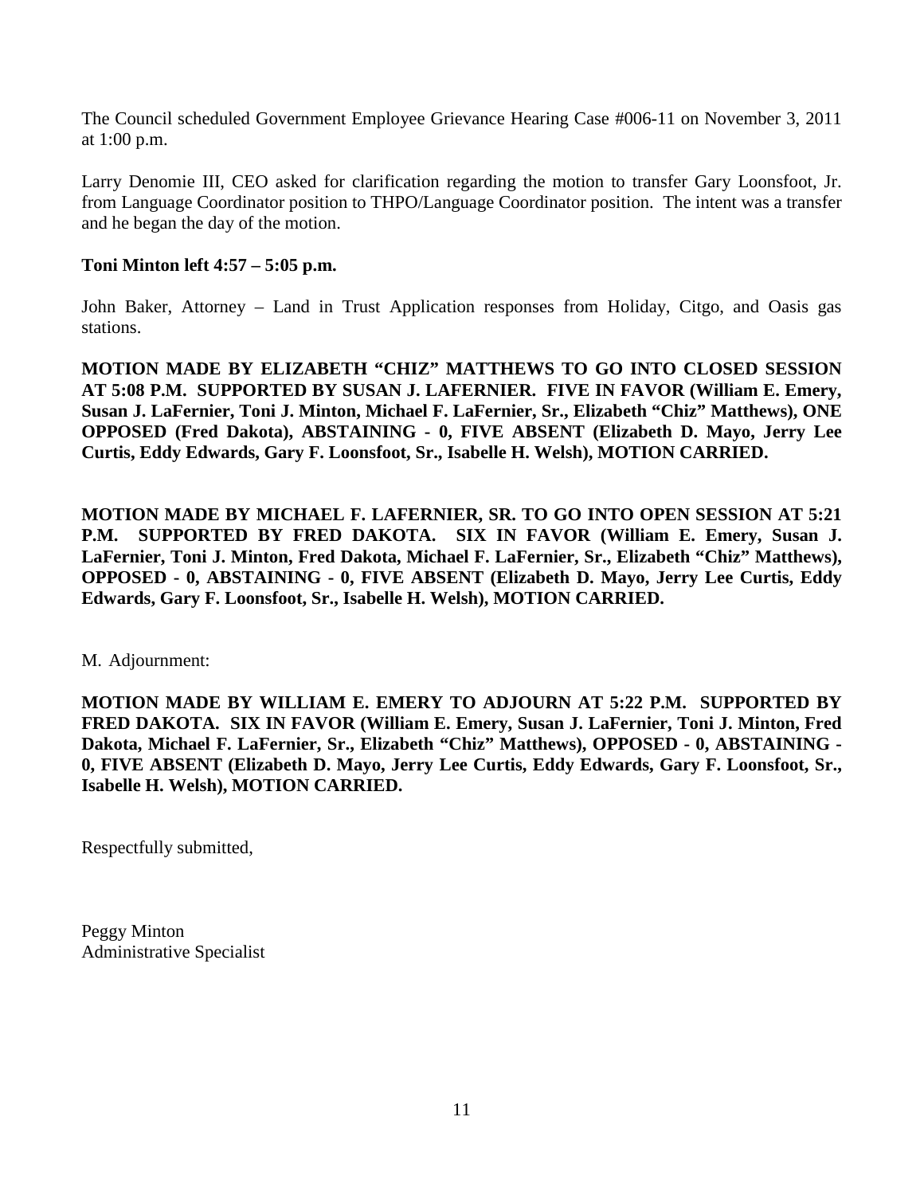The Council scheduled Government Employee Grievance Hearing Case #006-11 on November 3, 2011 at 1:00 p.m.

Larry Denomie III, CEO asked for clarification regarding the motion to transfer Gary Loonsfoot, Jr. from Language Coordinator position to THPO/Language Coordinator position. The intent was a transfer and he began the day of the motion.

**Toni Minton left 4:57 – 5:05 p.m.**

John Baker, Attorney – Land in Trust Application responses from Holiday, Citgo, and Oasis gas stations.

**MOTION MADE BY ELIZABETH "CHIZ" MATTHEWS TO GO INTO CLOSED SESSION AT 5:08 P.M. SUPPORTED BY SUSAN J. LAFERNIER. FIVE IN FAVOR (William E. Emery, Susan J. LaFernier, Toni J. Minton, Michael F. LaFernier, Sr., Elizabeth "Chiz" Matthews), ONE OPPOSED (Fred Dakota), ABSTAINING - 0, FIVE ABSENT (Elizabeth D. Mayo, Jerry Lee Curtis, Eddy Edwards, Gary F. Loonsfoot, Sr., Isabelle H. Welsh), MOTION CARRIED.**

**MOTION MADE BY MICHAEL F. LAFERNIER, SR. TO GO INTO OPEN SESSION AT 5:21 P.M. SUPPORTED BY FRED DAKOTA. SIX IN FAVOR (William E. Emery, Susan J. LaFernier, Toni J. Minton, Fred Dakota, Michael F. LaFernier, Sr., Elizabeth "Chiz" Matthews), OPPOSED - 0, ABSTAINING - 0, FIVE ABSENT (Elizabeth D. Mayo, Jerry Lee Curtis, Eddy Edwards, Gary F. Loonsfoot, Sr., Isabelle H. Welsh), MOTION CARRIED.**

M. Adjournment:

**MOTION MADE BY WILLIAM E. EMERY TO ADJOURN AT 5:22 P.M. SUPPORTED BY FRED DAKOTA. SIX IN FAVOR (William E. Emery, Susan J. LaFernier, Toni J. Minton, Fred Dakota, Michael F. LaFernier, Sr., Elizabeth "Chiz" Matthews), OPPOSED - 0, ABSTAINING - 0, FIVE ABSENT (Elizabeth D. Mayo, Jerry Lee Curtis, Eddy Edwards, Gary F. Loonsfoot, Sr., Isabelle H. Welsh), MOTION CARRIED.**

Respectfully submitted,

Peggy Minton
Administrative Specialist